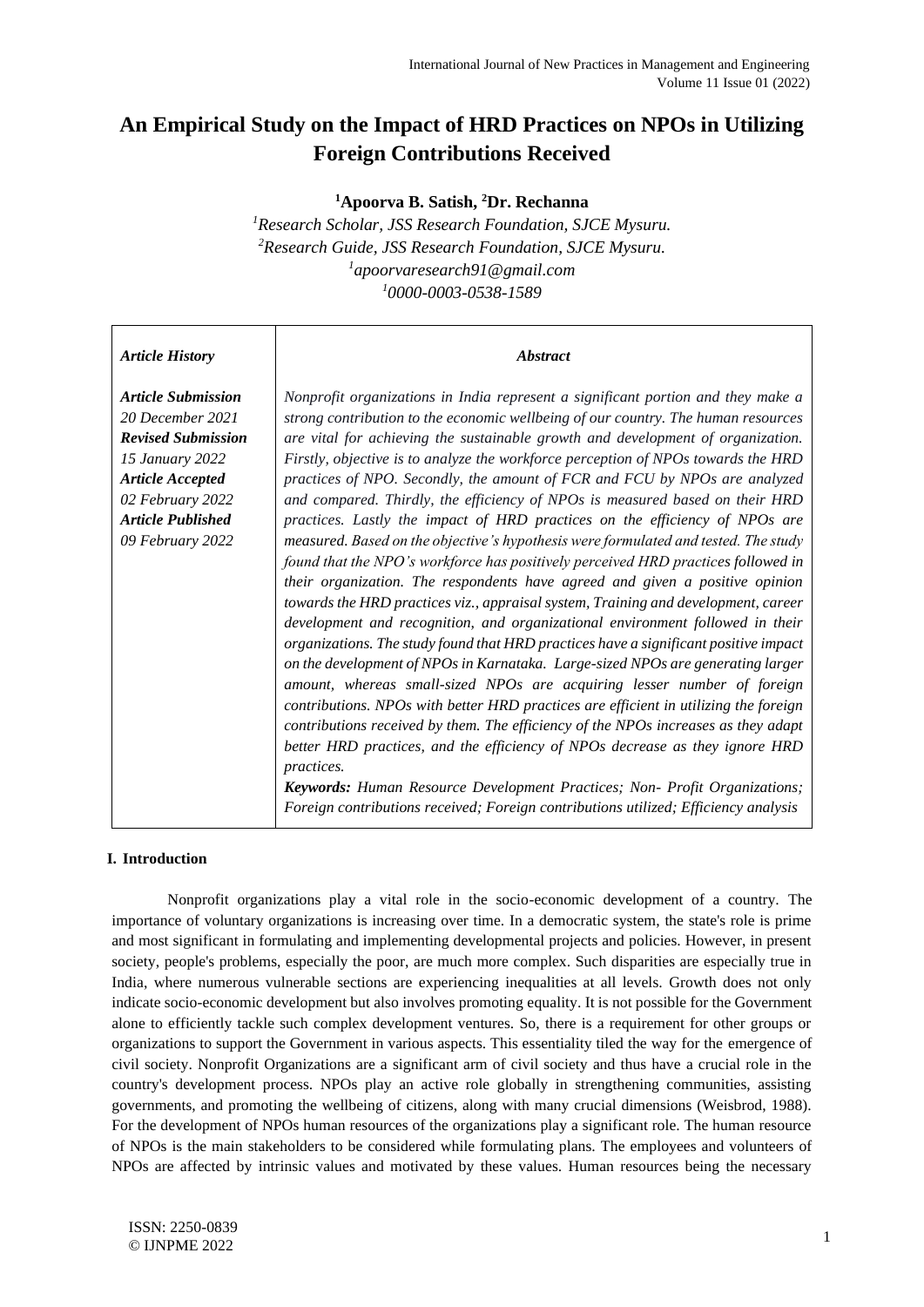# An Empirical Study on the Impact of HRD Practices on NPOs in Utilizing Foreign Contributions Received

**[1]Apoorva B. Satish, [2]Dr. Rechanna**

*[1]Research Scholar, JSS Research Foundation, SJCE Mysuru.*
*[2]Research Guide, JSS Research Foundation, SJCE Mysuru.*
*[1]apoorvaresearch91@gmail.com*
*[1]0000-0003-0538-1589*

| *Article History* | *Abstract* |
|---|---|
| ***Article Submission*** *20 December 2021* ***Revised Submission*** *15 January 2022* ***Article Accepted*** *02 February 2022* ***Article Published*** *09 February 2022* | *Nonprofit organizations in India represent a significant portion and they make a strong contribution to the economic wellbeing of our country. The human resources are vital for achieving the sustainable growth and development of organization. Firstly, objective is to analyze the workforce perception of NPOs towards the HRD practices of NPO. Secondly, the amount of FCR and FCU by NPOs are analyzed and compared. Thirdly, the efficiency of NPOs is measured based on their HRD practices. Lastly the impact of HRD practices on the efficiency of NPOs are measured. Based on the objective's hypothesis were formulated and tested. The study found that the NPO's workforce has positively perceived HRD practices followed in their organization. The respondents have agreed and given a positive opinion towards the HRD practices viz., appraisal system, Training and development, career development and recognition, and organizational environment followed in their organizations. The study found that HRD practices have a significant positive impact on the development of NPOs in Karnataka. Large-sized NPOs are generating larger amount, whereas small-sized NPOs are acquiring lesser number of foreign contributions. NPOs with better HRD practices are efficient in utilizing the foreign contributions received by them. The efficiency of the NPOs increases as they adapt better HRD practices, and the efficiency of NPOs decrease as they ignore HRD practices.* ***Keywords:*** *Human Resource Development Practices; Non- Profit Organizations; Foreign contributions received; Foreign contributions utilized; Efficiency analysis* |

## I. Introduction

Nonprofit organizations play a vital role in the socio-economic development of a country. The importance of voluntary organizations is increasing over time. In a democratic system, the state's role is prime and most significant in formulating and implementing developmental projects and policies. However, in present society, people's problems, especially the poor, are much more complex. Such disparities are especially true in India, where numerous vulnerable sections are experiencing inequalities at all levels. Growth does not only indicate socio-economic development but also involves promoting equality. It is not possible for the Government alone to efficiently tackle such complex development ventures. So, there is a requirement for other groups or organizations to support the Government in various aspects. This essentiality tiled the way for the emergence of civil society. Nonprofit Organizations are a significant arm of civil society and thus have a crucial role in the country's development process. NPOs play an active role globally in strengthening communities, assisting governments, and promoting the wellbeing of citizens, along with many more crucial dimensions (Weisbrod, 1988). For the development of NPOs human resources of the organizations play a significant role. The human resource of NPOs is the main stakeholders to be considered while formulating plans. The employees and volunteers of NPOs are affected by intrinsic values and motivated by these values. Human resources being the necessary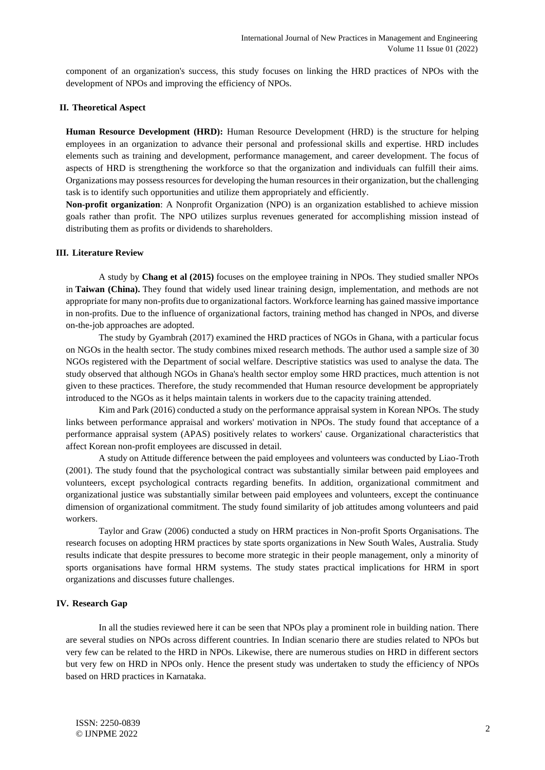component of an organization's success, this study focuses on linking the HRD practices of NPOs with the development of NPOs and improving the efficiency of NPOs.

## II. Theoretical Aspect

**Human Resource Development (HRD):** Human Resource Development (HRD) is the structure for helping employees in an organization to advance their personal and professional skills and expertise. HRD includes elements such as training and development, performance management, and career development. The focus of aspects of HRD is strengthening the workforce so that the organization and individuals can fulfill their aims. Organizations may possess resources for developing the human resources in their organization, but the challenging task is to identify such opportunities and utilize them appropriately and efficiently.

**Non-profit organization**: A Nonprofit Organization (NPO) is an organization established to achieve mission goals rather than profit. The NPO utilizes surplus revenues generated for accomplishing mission instead of distributing them as profits or dividends to shareholders.

## III. Literature Review

A study by **Chang et al (2015)** focuses on the employee training in NPOs. They studied smaller NPOs in **Taiwan (China).** They found that widely used linear training design, implementation, and methods are not appropriate for many non-profits due to organizational factors. Workforce learning has gained massive importance in non-profits. Due to the influence of organizational factors, training method has changed in NPOs, and diverse on-the-job approaches are adopted.

The study by Gyambrah (2017) examined the HRD practices of NGOs in Ghana, with a particular focus on NGOs in the health sector. The study combines mixed research methods. The author used a sample size of 30 NGOs registered with the Department of social welfare. Descriptive statistics was used to analyse the data. The study observed that although NGOs in Ghana's health sector employ some HRD practices, much attention is not given to these practices. Therefore, the study recommended that Human resource development be appropriately introduced to the NGOs as it helps maintain talents in workers due to the capacity training attended.

Kim and Park (2016) conducted a study on the performance appraisal system in Korean NPOs. The study links between performance appraisal and workers' motivation in NPOs. The study found that acceptance of a performance appraisal system (APAS) positively relates to workers' cause. Organizational characteristics that affect Korean non-profit employees are discussed in detail.

A study on Attitude difference between the paid employees and volunteers was conducted by Liao-Troth (2001). The study found that the psychological contract was substantially similar between paid employees and volunteers, except psychological contracts regarding benefits. In addition, organizational commitment and organizational justice was substantially similar between paid employees and volunteers, except the continuance dimension of organizational commitment. The study found similarity of job attitudes among volunteers and paid workers.

Taylor and Graw (2006) conducted a study on HRM practices in Non-profit Sports Organisations. The research focuses on adopting HRM practices by state sports organizations in New South Wales, Australia. Study results indicate that despite pressures to become more strategic in their people management, only a minority of sports organisations have formal HRM systems. The study states practical implications for HRM in sport organizations and discusses future challenges.

## IV. Research Gap

In all the studies reviewed here it can be seen that NPOs play a prominent role in building nation. There are several studies on NPOs across different countries. In Indian scenario there are studies related to NPOs but very few can be related to the HRD in NPOs. Likewise, there are numerous studies on HRD in different sectors but very few on HRD in NPOs only. Hence the present study was undertaken to study the efficiency of NPOs based on HRD practices in Karnataka.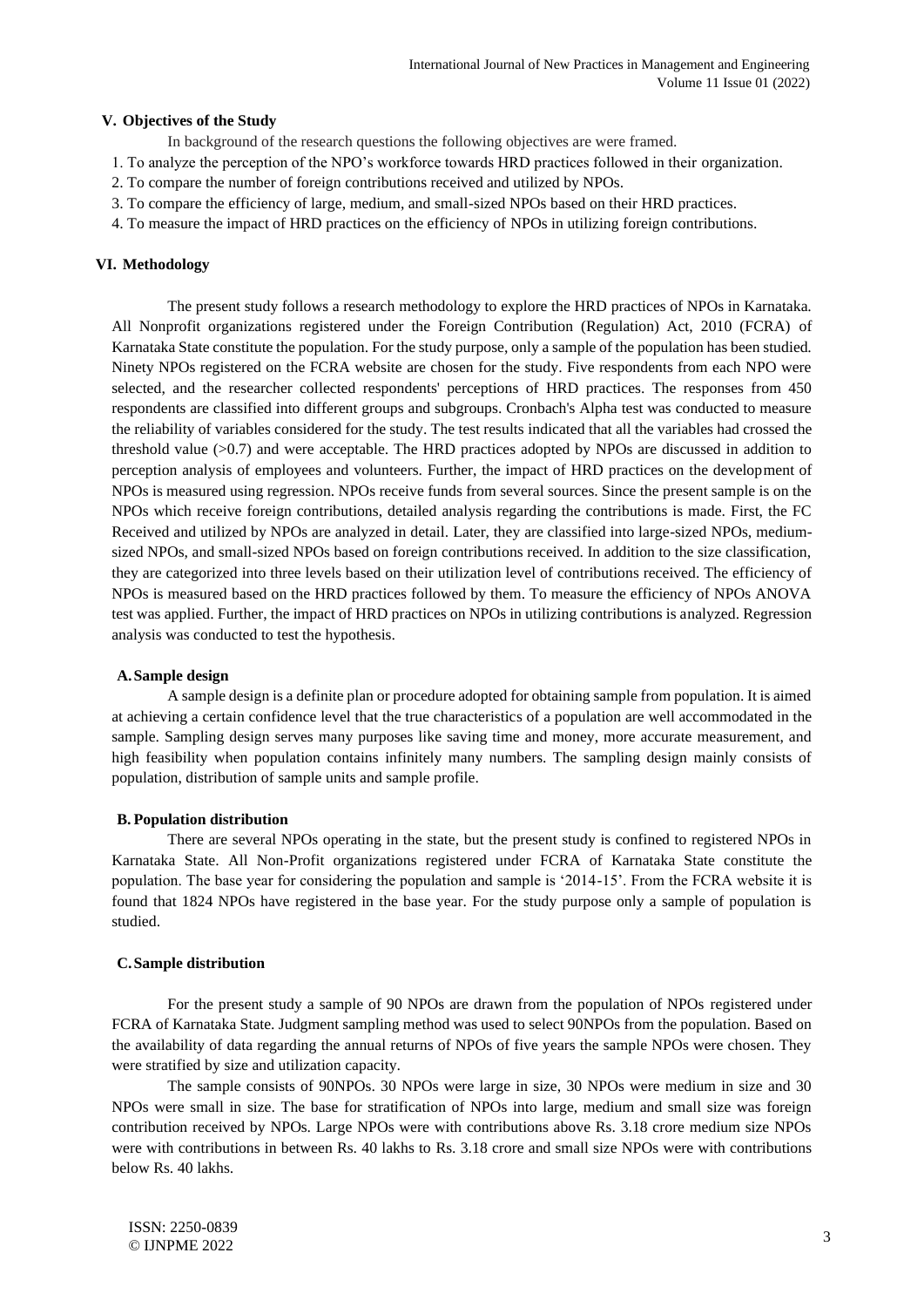## V. Objectives of the Study

In background of the research questions the following objectives are were framed.

1. To analyze the perception of the NPO's workforce towards HRD practices followed in their organization.
2. To compare the number of foreign contributions received and utilized by NPOs.
3. To compare the efficiency of large, medium, and small-sized NPOs based on their HRD practices.
4. To measure the impact of HRD practices on the efficiency of NPOs in utilizing foreign contributions.

## VI. Methodology

The present study follows a research methodology to explore the HRD practices of NPOs in Karnataka. All Nonprofit organizations registered under the Foreign Contribution (Regulation) Act, 2010 (FCRA) of Karnataka State constitute the population. For the study purpose, only a sample of the population has been studied. Ninety NPOs registered on the FCRA website are chosen for the study. Five respondents from each NPO were selected, and the researcher collected respondents' perceptions of HRD practices. The responses from 450 respondents are classified into different groups and subgroups. Cronbach's Alpha test was conducted to measure the reliability of variables considered for the study. The test results indicated that all the variables had crossed the threshold value (>0.7) and were acceptable. The HRD practices adopted by NPOs are discussed in addition to perception analysis of employees and volunteers. Further, the impact of HRD practices on the development of NPOs is measured using regression. NPOs receive funds from several sources. Since the present sample is on the NPOs which receive foreign contributions, detailed analysis regarding the contributions is made. First, the FC Received and utilized by NPOs are analyzed in detail. Later, they are classified into large-sized NPOs, medium-sized NPOs, and small-sized NPOs based on foreign contributions received. In addition to the size classification, they are categorized into three levels based on their utilization level of contributions received. The efficiency of NPOs is measured based on the HRD practices followed by them. To measure the efficiency of NPOs ANOVA test was applied. Further, the impact of HRD practices on NPOs in utilizing contributions is analyzed. Regression analysis was conducted to test the hypothesis.

### A. Sample design

A sample design is a definite plan or procedure adopted for obtaining sample from population. It is aimed at achieving a certain confidence level that the true characteristics of a population are well accommodated in the sample. Sampling design serves many purposes like saving time and money, more accurate measurement, and high feasibility when population contains infinitely many numbers. The sampling design mainly consists of population, distribution of sample units and sample profile.

### B. Population distribution

There are several NPOs operating in the state, but the present study is confined to registered NPOs in Karnataka State. All Non-Profit organizations registered under FCRA of Karnataka State constitute the population. The base year for considering the population and sample is '2014-15'. From the FCRA website it is found that 1824 NPOs have registered in the base year. For the study purpose only a sample of population is studied.

### C. Sample distribution

For the present study a sample of 90 NPOs are drawn from the population of NPOs registered under FCRA of Karnataka State. Judgment sampling method was used to select 90NPOs from the population. Based on the availability of data regarding the annual returns of NPOs of five years the sample NPOs were chosen. They were stratified by size and utilization capacity.

The sample consists of 90NPOs. 30 NPOs were large in size, 30 NPOs were medium in size and 30 NPOs were small in size. The base for stratification of NPOs into large, medium and small size was foreign contribution received by NPOs. Large NPOs were with contributions above Rs. 3.18 crore medium size NPOs were with contributions in between Rs. 40 lakhs to Rs. 3.18 crore and small size NPOs were with contributions below Rs. 40 lakhs.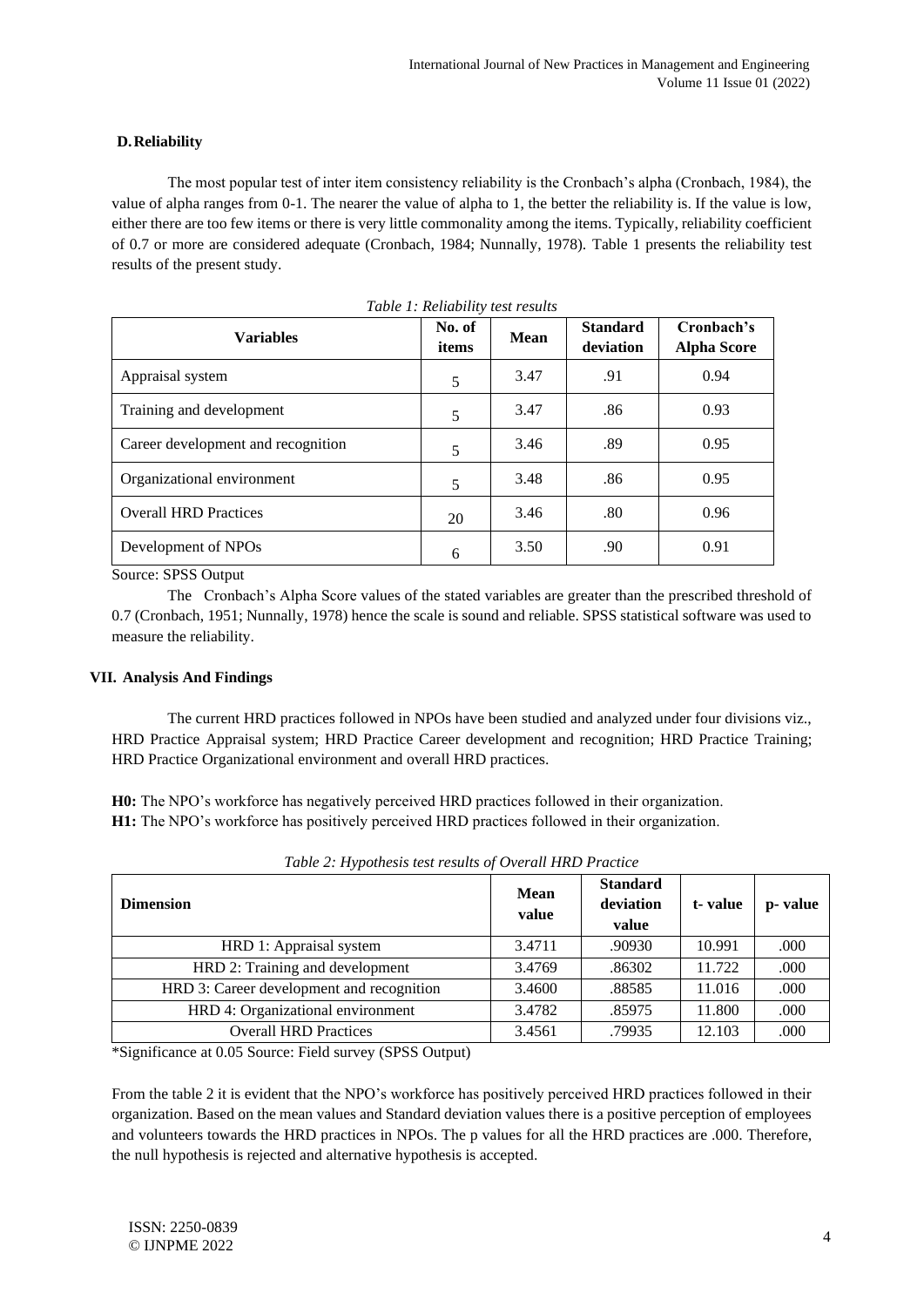### D. Reliability

The most popular test of inter item consistency reliability is the Cronbach's alpha (Cronbach, 1984), the value of alpha ranges from 0-1. The nearer the value of alpha to 1, the better the reliability is. If the value is low, either there are too few items or there is very little commonality among the items. Typically, reliability coefficient of 0.7 or more are considered adequate (Cronbach, 1984; Nunnally, 1978). Table 1 presents the reliability test results of the present study.

*Table 1: Reliability test results*

| Variables | No. of items | Mean | Standard deviation | Cronbach's Alpha Score |
|---|---|---|---|---|
| Appraisal system | 5 | 3.47 | .91 | 0.94 |
| Training and development | 5 | 3.47 | .86 | 0.93 |
| Career development and recognition | 5 | 3.46 | .89 | 0.95 |
| Organizational environment | 5 | 3.48 | .86 | 0.95 |
| Overall HRD Practices | 20 | 3.46 | .80 | 0.96 |
| Development of NPOs | 6 | 3.50 | .90 | 0.91 |

Source: SPSS Output

The Cronbach's Alpha Score values of the stated variables are greater than the prescribed threshold of 0.7 (Cronbach, 1951; Nunnally, 1978) hence the scale is sound and reliable. SPSS statistical software was used to measure the reliability.

## VII. Analysis And Findings

The current HRD practices followed in NPOs have been studied and analyzed under four divisions viz., HRD Practice Appraisal system; HRD Practice Career development and recognition; HRD Practice Training; HRD Practice Organizational environment and overall HRD practices.

**H0:** The NPO's workforce has negatively perceived HRD practices followed in their organization.
**H1:** The NPO's workforce has positively perceived HRD practices followed in their organization.

*Table 2: Hypothesis test results of Overall HRD Practice*

| Dimension | Mean value | Standard deviation value | t- value | p- value |
|---|---|---|---|---|
| HRD 1: Appraisal system | 3.4711 | .90930 | 10.991 | .000 |
| HRD 2: Training and development | 3.4769 | .86302 | 11.722 | .000 |
| HRD 3: Career development and recognition | 3.4600 | .88585 | 11.016 | .000 |
| HRD 4: Organizational environment | 3.4782 | .85975 | 11.800 | .000 |
| Overall HRD Practices | 3.4561 | .79935 | 12.103 | .000 |

*Significance at 0.05 Source: Field survey (SPSS Output)

From the table 2 it is evident that the NPO's workforce has positively perceived HRD practices followed in their organization. Based on the mean values and Standard deviation values there is a positive perception of employees and volunteers towards the HRD practices in NPOs. The p values for all the HRD practices are .000. Therefore, the null hypothesis is rejected and alternative hypothesis is accepted.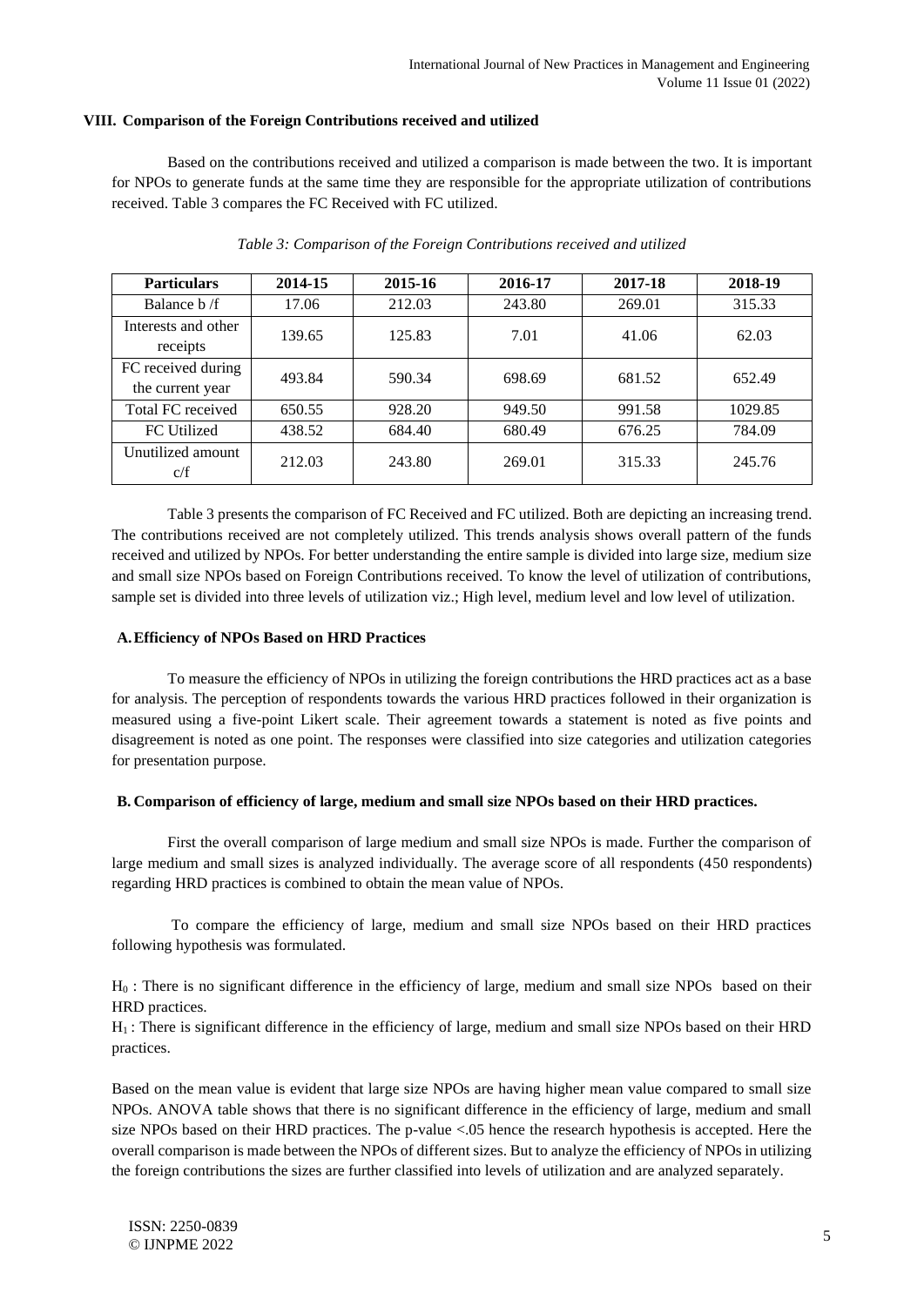## VIII. Comparison of the Foreign Contributions received and utilized

Based on the contributions received and utilized a comparison is made between the two. It is important for NPOs to generate funds at the same time they are responsible for the appropriate utilization of contributions received. Table 3 compares the FC Received with FC utilized.

*Table 3: Comparison of the Foreign Contributions received and utilized*

| Particulars | 2014-15 | 2015-16 | 2016-17 | 2017-18 | 2018-19 |
|---|---|---|---|---|---|
| Balance b /f | 17.06 | 212.03 | 243.80 | 269.01 | 315.33 |
| Interests and other receipts | 139.65 | 125.83 | 7.01 | 41.06 | 62.03 |
| FC received during the current year | 493.84 | 590.34 | 698.69 | 681.52 | 652.49 |
| Total FC received | 650.55 | 928.20 | 949.50 | 991.58 | 1029.85 |
| FC Utilized | 438.52 | 684.40 | 680.49 | 676.25 | 784.09 |
| Unutilized amount c/f | 212.03 | 243.80 | 269.01 | 315.33 | 245.76 |

Table 3 presents the comparison of FC Received and FC utilized. Both are depicting an increasing trend. The contributions received are not completely utilized. This trends analysis shows overall pattern of the funds received and utilized by NPOs. For better understanding the entire sample is divided into large size, medium size and small size NPOs based on Foreign Contributions received. To know the level of utilization of contributions, sample set is divided into three levels of utilization viz.; High level, medium level and low level of utilization.

### A. Efficiency of NPOs Based on HRD Practices

To measure the efficiency of NPOs in utilizing the foreign contributions the HRD practices act as a base for analysis. The perception of respondents towards the various HRD practices followed in their organization is measured using a five-point Likert scale. Their agreement towards a statement is noted as five points and disagreement is noted as one point. The responses were classified into size categories and utilization categories for presentation purpose.

### B. Comparison of efficiency of large, medium and small size NPOs based on their HRD practices.

First the overall comparison of large medium and small size NPOs is made. Further the comparison of large medium and small sizes is analyzed individually. The average score of all respondents (450 respondents) regarding HRD practices is combined to obtain the mean value of NPOs.

To compare the efficiency of large, medium and small size NPOs based on their HRD practices following hypothesis was formulated.

$H_0$ : There is no significant difference in the efficiency of large, medium and small size NPOs based on their HRD practices.

$H_1$ : There is significant difference in the efficiency of large, medium and small size NPOs based on their HRD practices.

Based on the mean value is evident that large size NPOs are having higher mean value compared to small size NPOs. ANOVA table shows that there is no significant difference in the efficiency of large, medium and small size NPOs based on their HRD practices. The p-value <.05 hence the research hypothesis is accepted. Here the overall comparison is made between the NPOs of different sizes. But to analyze the efficiency of NPOs in utilizing the foreign contributions the sizes are further classified into levels of utilization and are analyzed separately.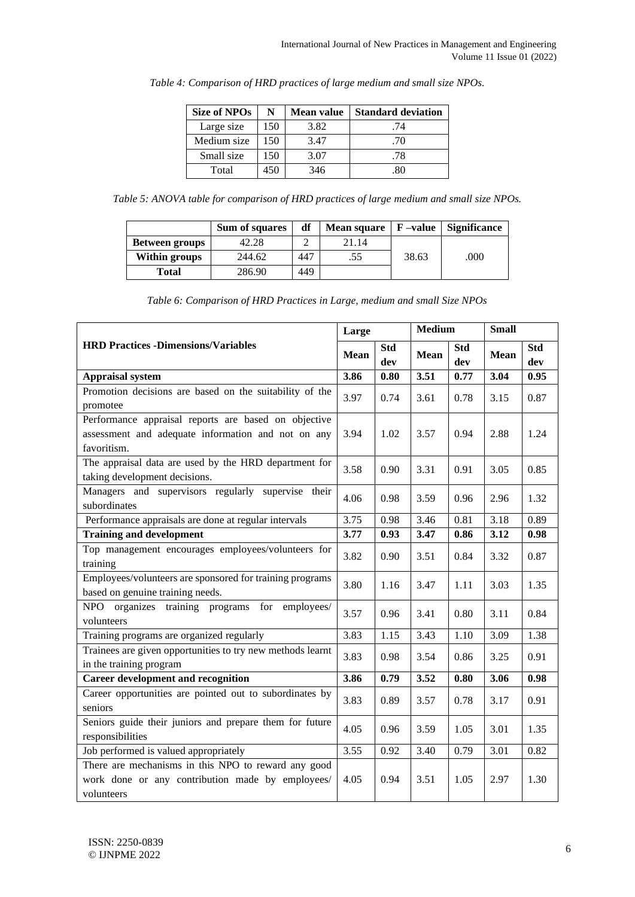*Table 4: Comparison of HRD practices of large medium and small size NPOs.*

| Size of NPOs | N | Mean value | Standard deviation |
|---|---|---|---|
| Large size | 150 | 3.82 | .74 |
| Medium size | 150 | 3.47 | .70 |
| Small size | 150 | 3.07 | .78 |
| Total | 450 | 346 | .80 |

*Table 5: ANOVA table for comparison of HRD practices of large medium and small size NPOs.*

| | Sum of squares | df | Mean square | F –value | Significance |
|---|---|---|---|---|---|
| **Between groups** | 42.28 | 2 | 21.14 | 38.63 | .000 |
| **Within groups** | 244.62 | 447 | .55 | | |
| **Total** | 286.90 | 449 | | | |

*Table 6: Comparison of HRD Practices in Large, medium and small Size NPOs*

| HRD Practices -Dimensions/Variables | Large | | Medium | | Small | |
|---|---|---|---|---|---|---|
| | Mean | Std dev | Mean | Std dev | Mean | Std dev |
| **Appraisal system** | **3.86** | **0.80** | **3.51** | **0.77** | **3.04** | **0.95** |
| Promotion decisions are based on the suitability of the promotee | 3.97 | 0.74 | 3.61 | 0.78 | 3.15 | 0.87 |
| Performance appraisal reports are based on objective assessment and adequate information and not on any favoritism. | 3.94 | 1.02 | 3.57 | 0.94 | 2.88 | 1.24 |
| The appraisal data are used by the HRD department for taking development decisions. | 3.58 | 0.90 | 3.31 | 0.91 | 3.05 | 0.85 |
| Managers and supervisors regularly supervise their subordinates | 4.06 | 0.98 | 3.59 | 0.96 | 2.96 | 1.32 |
| Performance appraisals are done at regular intervals | 3.75 | 0.98 | 3.46 | 0.81 | 3.18 | 0.89 |
| **Training and development** | **3.77** | **0.93** | **3.47** | **0.86** | **3.12** | **0.98** |
| Top management encourages employees/volunteers for training | 3.82 | 0.90 | 3.51 | 0.84 | 3.32 | 0.87 |
| Employees/volunteers are sponsored for training programs based on genuine training needs. | 3.80 | 1.16 | 3.47 | 1.11 | 3.03 | 1.35 |
| NPO organizes training programs for employees/ volunteers | 3.57 | 0.96 | 3.41 | 0.80 | 3.11 | 0.84 |
| Training programs are organized regularly | 3.83 | 1.15 | 3.43 | 1.10 | 3.09 | 1.38 |
| Trainees are given opportunities to try new methods learnt in the training program | 3.83 | 0.98 | 3.54 | 0.86 | 3.25 | 0.91 |
| **Career development and recognition** | **3.86** | **0.79** | **3.52** | **0.80** | **3.06** | **0.98** |
| Career opportunities are pointed out to subordinates by seniors | 3.83 | 0.89 | 3.57 | 0.78 | 3.17 | 0.91 |
| Seniors guide their juniors and prepare them for future responsibilities | 4.05 | 0.96 | 3.59 | 1.05 | 3.01 | 1.35 |
| Job performed is valued appropriately | 3.55 | 0.92 | 3.40 | 0.79 | 3.01 | 0.82 |
| There are mechanisms in this NPO to reward any good work done or any contribution made by employees/ volunteers | 4.05 | 0.94 | 3.51 | 1.05 | 2.97 | 1.30 |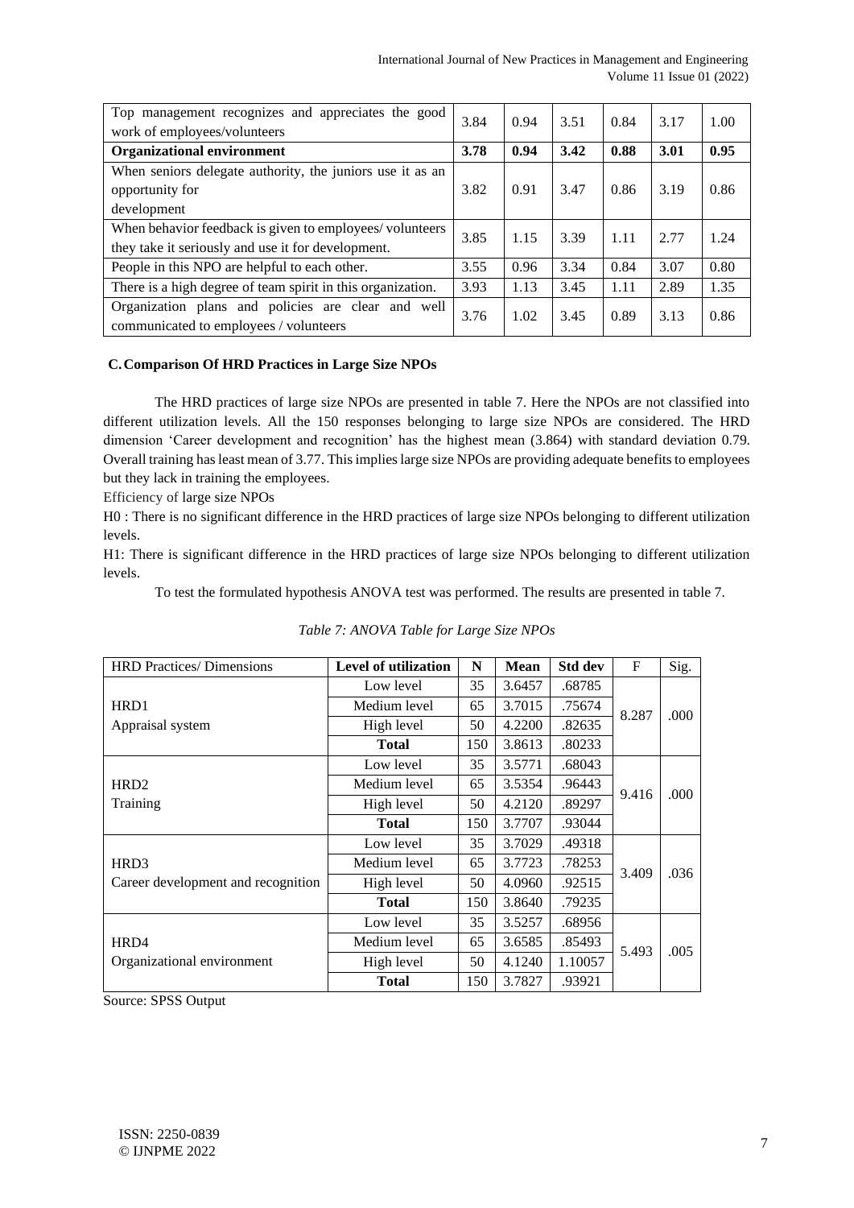| Top management recognizes and appreciates the good work of employees/volunteers | 3.84 | 0.94 | 3.51 | 0.84 | 3.17 | 1.00 |
|---|---|---|---|---|---|---|
| **Organizational environment** | **3.78** | **0.94** | **3.42** | **0.88** | **3.01** | **0.95** |
| When seniors delegate authority, the juniors use it as an opportunity for development | 3.82 | 0.91 | 3.47 | 0.86 | 3.19 | 0.86 |
| When behavior feedback is given to employees/ volunteers they take it seriously and use it for development. | 3.85 | 1.15 | 3.39 | 1.11 | 2.77 | 1.24 |
| People in this NPO are helpful to each other. | 3.55 | 0.96 | 3.34 | 0.84 | 3.07 | 0.80 |
| There is a high degree of team spirit in this organization. | 3.93 | 1.13 | 3.45 | 1.11 | 2.89 | 1.35 |
| Organization plans and policies are clear and well communicated to employees / volunteers | 3.76 | 1.02 | 3.45 | 0.89 | 3.13 | 0.86 |

### C. Comparison Of HRD Practices in Large Size NPOs

The HRD practices of large size NPOs are presented in table 7. Here the NPOs are not classified into different utilization levels. All the 150 responses belonging to large size NPOs are considered. The HRD dimension 'Career development and recognition' has the highest mean (3.864) with standard deviation 0.79. Overall training has least mean of 3.77. This implies large size NPOs are providing adequate benefits to employees but they lack in training the employees.

Efficiency of large size NPOs

H0 : There is no significant difference in the HRD practices of large size NPOs belonging to different utilization levels.

H1: There is significant difference in the HRD practices of large size NPOs belonging to different utilization levels.

To test the formulated hypothesis ANOVA test was performed. The results are presented in table 7.

*Table 7: ANOVA Table for Large Size NPOs*

| HRD Practices/ Dimensions | Level of utilization | N | Mean | Std dev | F | Sig. |
|---|---|---|---|---|---|---|
| HRD1 Appraisal system | Low level | 35 | 3.6457 | .68785 | 8.287 | .000 |
| | Medium level | 65 | 3.7015 | .75674 | | |
| | High level | 50 | 4.2200 | .82635 | | |
| | **Total** | 150 | 3.8613 | .80233 | | |
| HRD2 Training | Low level | 35 | 3.5771 | .68043 | 9.416 | .000 |
| | Medium level | 65 | 3.5354 | .96443 | | |
| | High level | 50 | 4.2120 | .89297 | | |
| | **Total** | 150 | 3.7707 | .93044 | | |
| HRD3 Career development and recognition | Low level | 35 | 3.7029 | .49318 | 3.409 | .036 |
| | Medium level | 65 | 3.7723 | .78253 | | |
| | High level | 50 | 4.0960 | .92515 | | |
| | **Total** | 150 | 3.8640 | .79235 | | |
| HRD4 Organizational environment | Low level | 35 | 3.5257 | .68956 | 5.493 | .005 |
| | Medium level | 65 | 3.6585 | .85493 | | |
| | High level | 50 | 4.1240 | 1.10057 | | |
| | **Total** | 150 | 3.7827 | .93921 | | |

Source: SPSS Output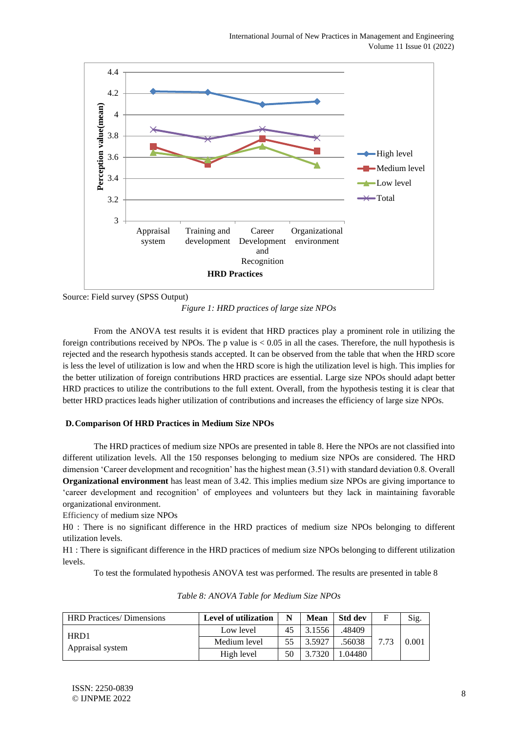Source: Field survey (SPSS Output)

*Figure 1: HRD practices of large size NPOs*

From the ANOVA test results it is evident that HRD practices play a prominent role in utilizing the foreign contributions received by NPOs. The p value is < 0.05 in all the cases. Therefore, the null hypothesis is rejected and the research hypothesis stands accepted. It can be observed from the table that when the HRD score is less the level of utilization is low and when the HRD score is high the utilization level is high. This implies for the better utilization of foreign contributions HRD practices are essential. Large size NPOs should adapt better HRD practices to utilize the contributions to the full extent. Overall, from the hypothesis testing it is clear that better HRD practices leads higher utilization of contributions and increases the efficiency of large size NPOs.

### D. Comparison Of HRD Practices in Medium Size NPOs

The HRD practices of medium size NPOs are presented in table 8. Here the NPOs are not classified into different utilization levels. All the 150 responses belonging to medium size NPOs are considered. The HRD dimension 'Career development and recognition' has the highest mean (3.51) with standard deviation 0.8. Overall **Organizational environment** has least mean of 3.42. This implies medium size NPOs are giving importance to 'career development and recognition' of employees and volunteers but they lack in maintaining favorable organizational environment.

Efficiency of medium size NPOs

H0 : There is no significant difference in the HRD practices of medium size NPOs belonging to different utilization levels.

H1 : There is significant difference in the HRD practices of medium size NPOs belonging to different utilization levels.

To test the formulated hypothesis ANOVA test was performed. The results are presented in table 8

*Table 8: ANOVA Table for Medium Size NPOs*

| HRD Practices/ Dimensions | Level of utilization | N | Mean | Std dev | F | Sig. |
|---|---|---|---|---|---|---|
| HRD1 Appraisal system | Low level | 45 | 3.1556 | .48409 | 7.73 | 0.001 |
| | Medium level | 55 | 3.5927 | .56038 | | |
| | High level | 50 | 3.7320 | 1.04480 | | |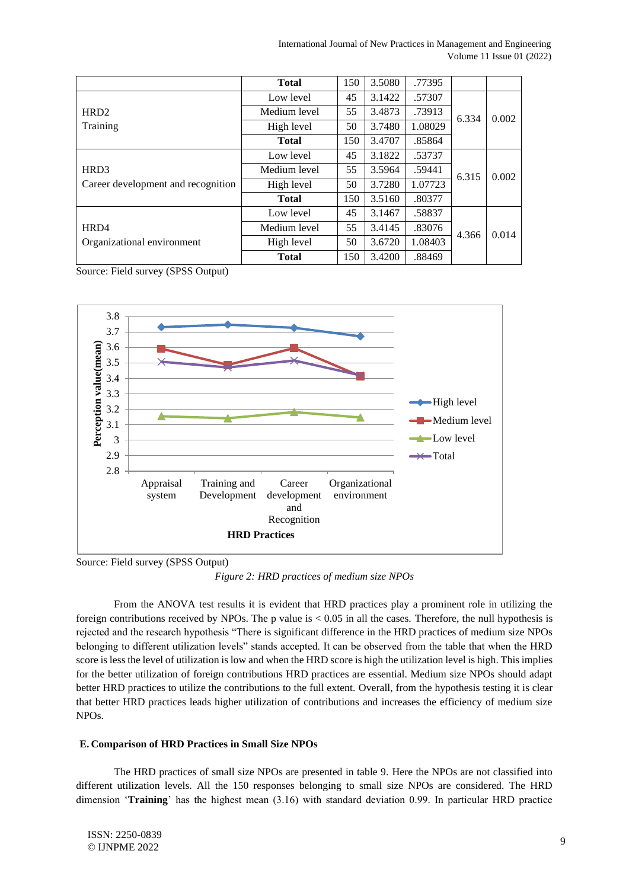| | Total | 150 | 3.5080 | .77395 | | |
|---|---|---|---|---|---|---|
| HRD2 Training | Low level | 45 | 3.1422 | .57307 | 6.334 | 0.002 |
| | Medium level | 55 | 3.4873 | .73913 | | |
| | High level | 50 | 3.7480 | 1.08029 | | |
| | **Total** | 150 | 3.4707 | .85864 | | |
| HRD3 Career development and recognition | Low level | 45 | 3.1822 | .53737 | 6.315 | 0.002 |
| | Medium level | 55 | 3.5964 | .59441 | | |
| | High level | 50 | 3.7280 | 1.07723 | | |
| | **Total** | 150 | 3.5160 | .80377 | | |
| HRD4 Organizational environment | Low level | 45 | 3.1467 | .58837 | 4.366 | 0.014 |
| | Medium level | 55 | 3.4145 | .83076 | | |
| | High level | 50 | 3.6720 | 1.08403 | | |
| | **Total** | 150 | 3.4200 | .88469 | | |

Source: Field survey (SPSS Output)

Source: Field survey (SPSS Output)

*Figure 2: HRD practices of medium size NPOs*

From the ANOVA test results it is evident that HRD practices play a prominent role in utilizing the foreign contributions received by NPOs. The p value is < 0.05 in all the cases. Therefore, the null hypothesis is rejected and the research hypothesis "There is significant difference in the HRD practices of medium size NPOs belonging to different utilization levels" stands accepted. It can be observed from the table that when the HRD score is less the level of utilization is low and when the HRD score is high the utilization level is high. This implies for the better utilization of foreign contributions HRD practices are essential. Medium size NPOs should adapt better HRD practices to utilize the contributions to the full extent. Overall, from the hypothesis testing it is clear that better HRD practices leads higher utilization of contributions and increases the efficiency of medium size NPOs.

### E. Comparison of HRD Practices in Small Size NPOs

The HRD practices of small size NPOs are presented in table 9. Here the NPOs are not classified into different utilization levels. All the 150 responses belonging to small size NPOs are considered. The HRD dimension '**Training**' has the highest mean (3.16) with standard deviation 0.99. In particular HRD practice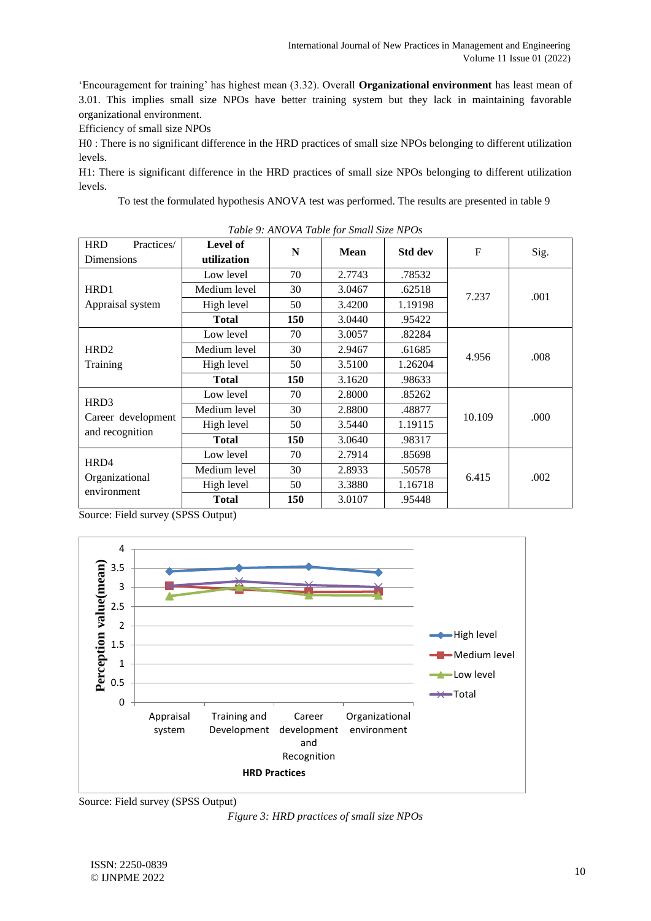'Encouragement for training' has highest mean (3.32). Overall **Organizational environment** has least mean of 3.01. This implies small size NPOs have better training system but they lack in maintaining favorable organizational environment.

Efficiency of small size NPOs

H0 : There is no significant difference in the HRD practices of small size NPOs belonging to different utilization levels.

H1: There is significant difference in the HRD practices of small size NPOs belonging to different utilization levels.

To test the formulated hypothesis ANOVA test was performed. The results are presented in table 9

*Table 9: ANOVA Table for Small Size NPOs*

| HRD Practices/ Dimensions | **Level of utilization** | **N** | **Mean** | **Std dev** | F | Sig. |
|---|---|---|---|---|---|---|
| HRD1 Appraisal system | Low level | 70 | 2.7743 | .78532 | 7.237 | .001 |
| | Medium level | 30 | 3.0467 | .62518 | | |
| | High level | 50 | 3.4200 | 1.19198 | | |
| | **Total** | **150** | 3.0440 | .95422 | | |
| HRD2 Training | Low level | 70 | 3.0057 | .82284 | 4.956 | .008 |
| | Medium level | 30 | 2.9467 | .61685 | | |
| | High level | 50 | 3.5100 | 1.26204 | | |
| | **Total** | **150** | 3.1620 | .98633 | | |
| HRD3 Career development and recognition | Low level | 70 | 2.8000 | .85262 | 10.109 | .000 |
| | Medium level | 30 | 2.8800 | .48877 | | |
| | High level | 50 | 3.5440 | 1.19115 | | |
| | **Total** | **150** | 3.0640 | .98317 | | |
| HRD4 Organizational environment | Low level | 70 | 2.7914 | .85698 | 6.415 | .002 |
| | Medium level | 30 | 2.8933 | .50578 | | |
| | High level | 50 | 3.3880 | 1.16718 | | |
| | **Total** | **150** | 3.0107 | .95448 | | |

Source: Field survey (SPSS Output)

Source: Field survey (SPSS Output)

*Figure 3: HRD practices of small size NPOs*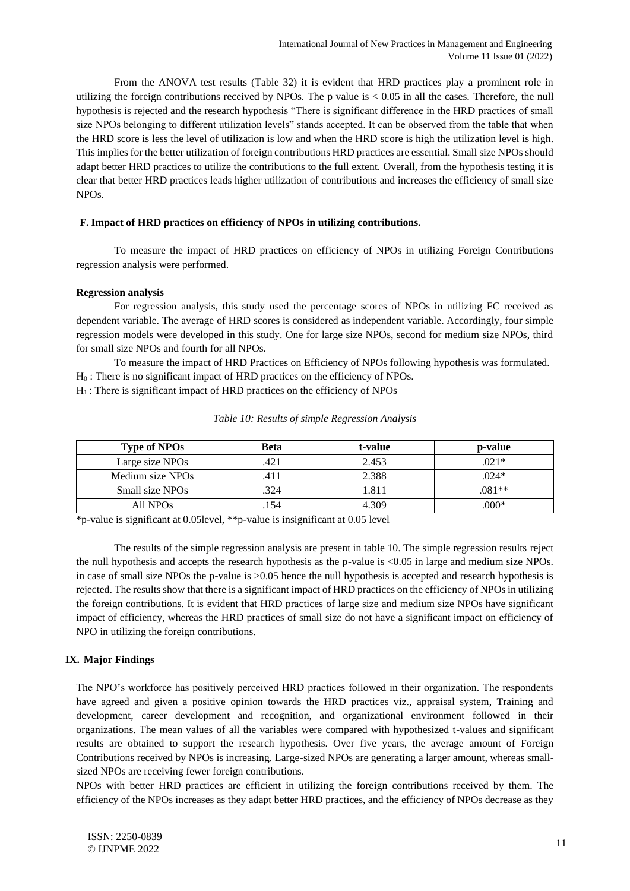From the ANOVA test results (Table 32) it is evident that HRD practices play a prominent role in utilizing the foreign contributions received by NPOs. The p value is $< 0.05$ in all the cases. Therefore, the null hypothesis is rejected and the research hypothesis "There is significant difference in the HRD practices of small size NPOs belonging to different utilization levels" stands accepted. It can be observed from the table that when the HRD score is less the level of utilization is low and when the HRD score is high the utilization level is high. This implies for the better utilization of foreign contributions HRD practices are essential. Small size NPOs should adapt better HRD practices to utilize the contributions to the full extent. Overall, from the hypothesis testing it is clear that better HRD practices leads higher utilization of contributions and increases the efficiency of small size NPOs.

### F. Impact of HRD practices on efficiency of NPOs in utilizing contributions.

To measure the impact of HRD practices on efficiency of NPOs in utilizing Foreign Contributions regression analysis were performed.

**Regression analysis**

For regression analysis, this study used the percentage scores of NPOs in utilizing FC received as dependent variable. The average of HRD scores is considered as independent variable. Accordingly, four simple regression models were developed in this study. One for large size NPOs, second for medium size NPOs, third for small size NPOs and fourth for all NPOs.

To measure the impact of HRD Practices on Efficiency of NPOs following hypothesis was formulated.

$H_0$ : There is no significant impact of HRD practices on the efficiency of NPOs.

$H_1$ : There is significant impact of HRD practices on the efficiency of NPOs

*Table 10: Results of simple Regression Analysis*

| Type of NPOs | Beta | t-value | p-value |
|---|---|---|---|
| Large size NPOs | .421 | 2.453 | .021* |
| Medium size NPOs | .411 | 2.388 | .024* |
| Small size NPOs | .324 | 1.811 | .081** |
| All NPOs | .154 | 4.309 | .000* |

*p-value is significant at 0.05level, **p-value is insignificant at 0.05 level

The results of the simple regression analysis are present in table 10. The simple regression results reject the null hypothesis and accepts the research hypothesis as the p-value is <0.05 in large and medium size NPOs. in case of small size NPOs the p-value is >0.05 hence the null hypothesis is accepted and research hypothesis is rejected. The results show that there is a significant impact of HRD practices on the efficiency of NPOs in utilizing the foreign contributions. It is evident that HRD practices of large size and medium size NPOs have significant impact of efficiency, whereas the HRD practices of small size do not have a significant impact on efficiency of NPO in utilizing the foreign contributions.

## IX. Major Findings

The NPO's workforce has positively perceived HRD practices followed in their organization. The respondents have agreed and given a positive opinion towards the HRD practices viz., appraisal system, Training and development, career development and recognition, and organizational environment followed in their organizations. The mean values of all the variables were compared with hypothesized t-values and significant results are obtained to support the research hypothesis. Over five years, the average amount of Foreign Contributions received by NPOs is increasing. Large-sized NPOs are generating a larger amount, whereas small-sized NPOs are receiving fewer foreign contributions.

NPOs with better HRD practices are efficient in utilizing the foreign contributions received by them. The efficiency of the NPOs increases as they adapt better HRD practices, and the efficiency of NPOs decrease as they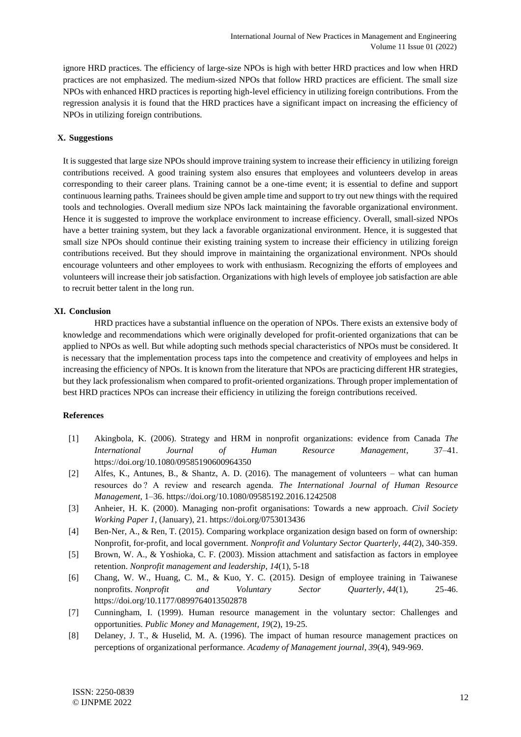ignore HRD practices. The efficiency of large-size NPOs is high with better HRD practices and low when HRD practices are not emphasized. The medium-sized NPOs that follow HRD practices are efficient. The small size NPOs with enhanced HRD practices is reporting high-level efficiency in utilizing foreign contributions. From the regression analysis it is found that the HRD practices have a significant impact on increasing the efficiency of NPOs in utilizing foreign contributions.

## X. Suggestions

It is suggested that large size NPOs should improve training system to increase their efficiency in utilizing foreign contributions received. A good training system also ensures that employees and volunteers develop in areas corresponding to their career plans. Training cannot be a one-time event; it is essential to define and support continuous learning paths. Trainees should be given ample time and support to try out new things with the required tools and technologies. Overall medium size NPOs lack maintaining the favorable organizational environment. Hence it is suggested to improve the workplace environment to increase efficiency. Overall, small-sized NPOs have a better training system, but they lack a favorable organizational environment. Hence, it is suggested that small size NPOs should continue their existing training system to increase their efficiency in utilizing foreign contributions received. But they should improve in maintaining the organizational environment. NPOs should encourage volunteers and other employees to work with enthusiasm. Recognizing the efforts of employees and volunteers will increase their job satisfaction. Organizations with high levels of employee job satisfaction are able to recruit better talent in the long run.

## XI. Conclusion

HRD practices have a substantial influence on the operation of NPOs. There exists an extensive body of knowledge and recommendations which were originally developed for profit-oriented organizations that can be applied to NPOs as well. But while adopting such methods special characteristics of NPOs must be considered. It is necessary that the implementation process taps into the competence and creativity of employees and helps in increasing the efficiency of NPOs. It is known from the literature that NPOs are practicing different HR strategies, but they lack professionalism when compared to profit-oriented organizations. Through proper implementation of best HRD practices NPOs can increase their efficiency in utilizing the foreign contributions received.

## References

[1] Akingbola, K. (2006). Strategy and HRM in nonprofit organizations: evidence from Canada *The International Journal of Human Resource Management*, 37–41. https://doi.org/10.1080/09585190600964350

[2] Alfes, K., Antunes, B., & Shantz, A. D. (2016). The management of volunteers – what can human resources do ? A review and research agenda. *The International Journal of Human Resource Management*, 1–36. https://doi.org/10.1080/09585192.2016.1242508

[3] Anheier, H. K. (2000). Managing non-profit organisations: Towards a new approach. *Civil Society Working Paper 1*, (January), 21. https://doi.org/0753013436

[4] Ben-Ner, A., & Ren, T. (2015). Comparing workplace organization design based on form of ownership: Nonprofit, for-profit, and local government. *Nonprofit and Voluntary Sector Quarterly*, *44*(2), 340-359.

[5] Brown, W. A., & Yoshioka, C. F. (2003). Mission attachment and satisfaction as factors in employee retention. *Nonprofit management and leadership*, *14*(1), 5-18

[6] Chang, W. W., Huang, C. M., & Kuo, Y. C. (2015). Design of employee training in Taiwanese nonprofits. *Nonprofit and Voluntary Sector Quarterly*, *44*(1), 25-46. https://doi.org/10.1177/0899764013502878

[7] Cunningham, I. (1999). Human resource management in the voluntary sector: Challenges and opportunities. *Public Money and Management*, *19*(2), 19-25.

[8] Delaney, J. T., & Huselid, M. A. (1996). The impact of human resource management practices on perceptions of organizational performance. *Academy of Management journal*, *39*(4), 949-969.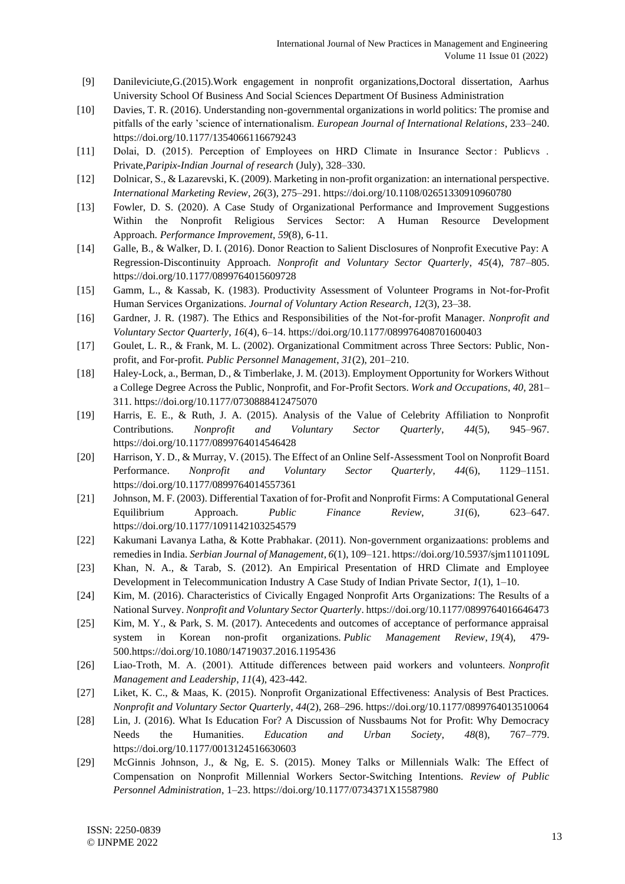[9] Danileviciute,G.(2015).Work engagement in nonprofit organizations,Doctoral dissertation, Aarhus University School Of Business And Social Sciences Department Of Business Administration

[10] Davies, T. R. (2016). Understanding non-governmental organizations in world politics: The promise and pitfalls of the early 'science of internationalism. *European Journal of International Relations*, 233–240. https://doi.org/10.1177/1354066116679243

[11] Dolai, D. (2015). Perception of Employees on HRD Climate in Insurance Sector : Publicvs . Private,*Paripix-Indian Journal of research* (July), 328–330.

[12] Dolnicar, S., & Lazarevski, K. (2009). Marketing in non-profit organization: an international perspective. *International Marketing Review*, *26*(3), 275–291. https://doi.org/10.1108/02651330910960780

[13] Fowler, D. S. (2020). A Case Study of Organizational Performance and Improvement Suggestions Within the Nonprofit Religious Services Sector: A Human Resource Development Approach. *Performance Improvement*, *59*(8), 6-11.

[14] Galle, B., & Walker, D. I. (2016). Donor Reaction to Salient Disclosures of Nonprofit Executive Pay: A Regression-Discontinuity Approach. *Nonprofit and Voluntary Sector Quarterly*, *45*(4), 787–805. https://doi.org/10.1177/0899764015609728

[15] Gamm, L., & Kassab, K. (1983). Productivity Assessment of Volunteer Programs in Not-for-Profit Human Services Organizations. *Journal of Voluntary Action Research*, *12*(3), 23–38.

[16] Gardner, J. R. (1987). The Ethics and Responsibilities of the Not-for-profit Manager. *Nonprofit and Voluntary Sector Quarterly*, *16*(4), 6–14. https://doi.org/10.1177/089976408701600403

[17] Goulet, L. R., & Frank, M. L. (2002). Organizational Commitment across Three Sectors: Public, Non-profit, and For-profit. *Public Personnel Management*, *31*(2), 201–210.

[18] Haley-Lock, a., Berman, D., & Timberlake, J. M. (2013). Employment Opportunity for Workers Without a College Degree Across the Public, Nonprofit, and For-Profit Sectors. *Work and Occupations*, *40*, 281–311. https://doi.org/10.1177/0730888412475070

[19] Harris, E. E., & Ruth, J. A. (2015). Analysis of the Value of Celebrity Affiliation to Nonprofit Contributions. *Nonprofit and Voluntary Sector Quarterly*, *44*(5), 945–967. https://doi.org/10.1177/0899764014546428

[20] Harrison, Y. D., & Murray, V. (2015). The Effect of an Online Self-Assessment Tool on Nonprofit Board Performance. *Nonprofit and Voluntary Sector Quarterly*, *44*(6), 1129–1151. https://doi.org/10.1177/0899764014557361

[21] Johnson, M. F. (2003). Differential Taxation of for-Profit and Nonprofit Firms: A Computational General Equilibrium Approach. *Public Finance Review*, *31*(6), 623–647. https://doi.org/10.1177/1091142103254579

[22] Kakumani Lavanya Latha, & Kotte Prabhakar. (2011). Non-government organizaations: problems and remedies in India. *Serbian Journal of Management*, *6*(1), 109–121. https://doi.org/10.5937/sjm1101109L

[23] Khan, N. A., & Tarab, S. (2012). An Empirical Presentation of HRD Climate and Employee Development in Telecommunication Industry A Case Study of Indian Private Sector, *1*(1), 1–10.

[24] Kim, M. (2016). Characteristics of Civically Engaged Nonprofit Arts Organizations: The Results of a National Survey. *Nonprofit and Voluntary Sector Quarterly*. https://doi.org/10.1177/0899764016646473

[25] Kim, M. Y., & Park, S. M. (2017). Antecedents and outcomes of acceptance of performance appraisal system in Korean non-profit organizations. *Public Management Review*, *19*(4), 479-500.https://doi.org/10.1080/14719037.2016.1195436

[26] Liao-Troth, M. A. (2001). Attitude differences between paid workers and volunteers. *Nonprofit Management and Leadership*, *11*(4), 423-442.

[27] Liket, K. C., & Maas, K. (2015). Nonprofit Organizational Effectiveness: Analysis of Best Practices. *Nonprofit and Voluntary Sector Quarterly*, *44*(2), 268–296. https://doi.org/10.1177/0899764013510064

[28] Lin, J. (2016). What Is Education For? A Discussion of Nussbaums Not for Profit: Why Democracy Needs the Humanities. *Education and Urban Society*, *48*(8), 767–779. https://doi.org/10.1177/0013124516630603

[29] McGinnis Johnson, J., & Ng, E. S. (2015). Money Talks or Millennials Walk: The Effect of Compensation on Nonprofit Millennial Workers Sector-Switching Intentions. *Review of Public Personnel Administration*, 1–23. https://doi.org/10.1177/0734371X15587980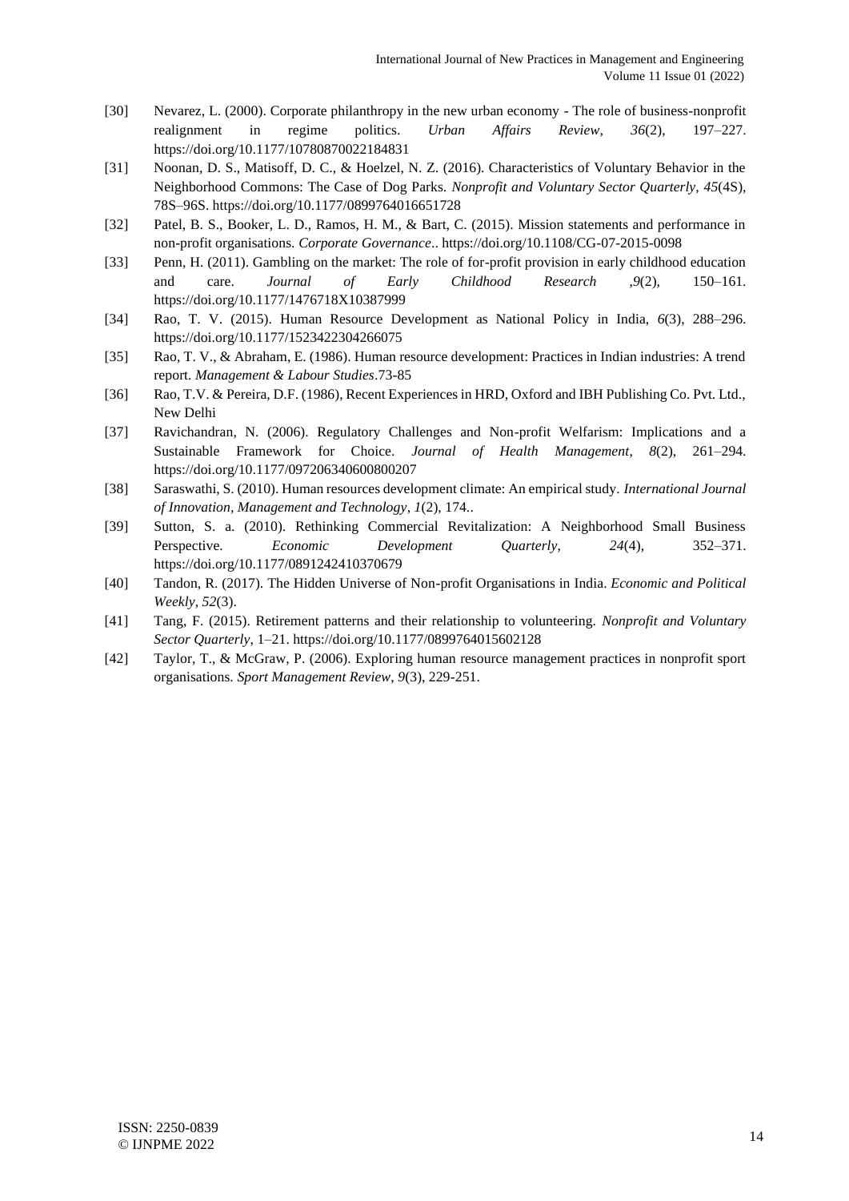[30] Nevarez, L. (2000). Corporate philanthropy in the new urban economy - The role of business-nonprofit realignment in regime politics. *Urban Affairs Review*, *36*(2), 197–227. https://doi.org/10.1177/10780870022184831

[31] Noonan, D. S., Matisoff, D. C., & Hoelzel, N. Z. (2016). Characteristics of Voluntary Behavior in the Neighborhood Commons: The Case of Dog Parks. *Nonprofit and Voluntary Sector Quarterly*, *45*(4S), 78S–96S. https://doi.org/10.1177/0899764016651728

[32] Patel, B. S., Booker, L. D., Ramos, H. M., & Bart, C. (2015). Mission statements and performance in non-profit organisations. *Corporate Governance*.. https://doi.org/10.1108/CG-07-2015-0098

[33] Penn, H. (2011). Gambling on the market: The role of for-profit provision in early childhood education and care. *Journal of Early Childhood Research* ,*9*(2), 150–161. https://doi.org/10.1177/1476718X10387999

[34] Rao, T. V. (2015). Human Resource Development as National Policy in India, *6*(3), 288–296. https://doi.org/10.1177/1523422304266075

[35] Rao, T. V., & Abraham, E. (1986). Human resource development: Practices in Indian industries: A trend report. *Management & Labour Studies*.73-85

[36] Rao, T.V. & Pereira, D.F. (1986), Recent Experiences in HRD, Oxford and IBH Publishing Co. Pvt. Ltd., New Delhi

[37] Ravichandran, N. (2006). Regulatory Challenges and Non-profit Welfarism: Implications and a Sustainable Framework for Choice. *Journal of Health Management*, *8*(2), 261–294. https://doi.org/10.1177/097206340600800207

[38] Saraswathi, S. (2010). Human resources development climate: An empirical study. *International Journal of Innovation, Management and Technology*, *1*(2), 174..

[39] Sutton, S. a. (2010). Rethinking Commercial Revitalization: A Neighborhood Small Business Perspective. *Economic Development Quarterly*, *24*(4), 352–371. https://doi.org/10.1177/0891242410370679

[40] Tandon, R. (2017). The Hidden Universe of Non-profit Organisations in India. *Economic and Political Weekly*, *52*(3).

[41] Tang, F. (2015). Retirement patterns and their relationship to volunteering. *Nonprofit and Voluntary Sector Quarterly*, 1–21. https://doi.org/10.1177/0899764015602128

[42] Taylor, T., & McGraw, P. (2006). Exploring human resource management practices in nonprofit sport organisations. *Sport Management Review*, *9*(3), 229-251.